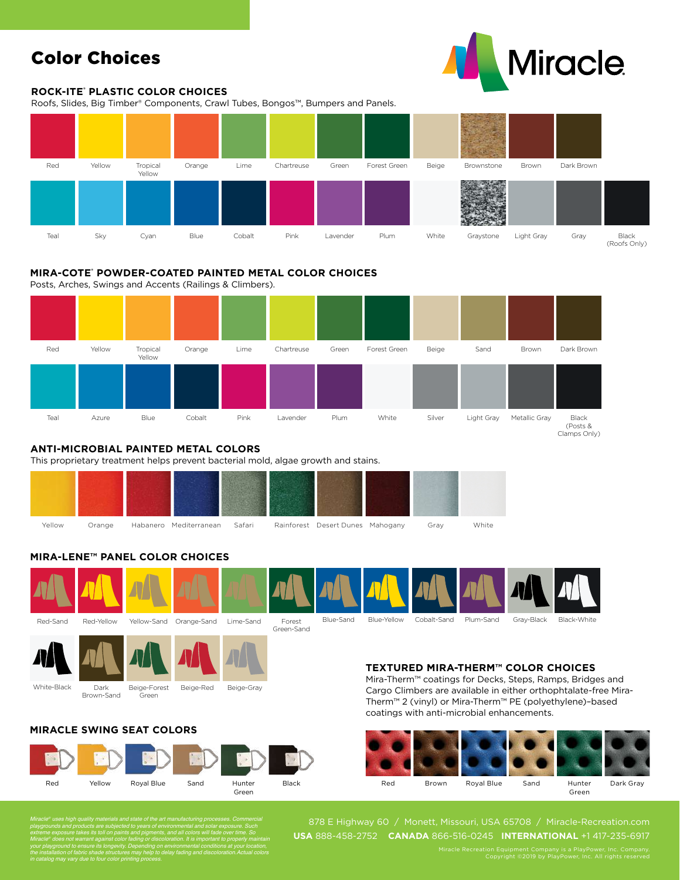# Color Choices

Miracle.

## ROCK-ITE® PLASTIC COLOR CHOICES

Roofs, Slides, Big Timber® Components, Crawl Tubes, Bongos™, Bumpers and Panels.

Red, Yellow, Tropical Yellow, Orange, Lime, Chartreuse, Green, Forest Green, Beige, Brownstone, Brown, Dark Brown

Teal, Sky, Cyan, Blue, Cobalt, Pink, Lavender, Plum, White, Graystone, Light Gray, Gray, Black (Roofs Only)

## MIRA-COTE® POWDER-COATED PAINTED METAL COLOR CHOICES

Posts, Arches, Swings and Accents (Railings & Climbers).

Red, Yellow, Tropical Yellow, Orange, Lime, Chartreuse, Green, Forest Green, Beige, Sand, Brown, Dark Brown

Teal, Azure, Blue, Cobalt, Pink, Lavender, Plum, White, Silver, Light Gray, Metallic Gray, Black (Posts & Clamps Only)

## ANTI-MICROBIAL PAINTED METAL COLORS

This proprietary treatment helps prevent bacterial mold, algae growth and stains.

Yellow, Orange, Habanero, Mediterranean, Safari, Rainforest, Desert Dunes, Mahogany, Gray, White

## MIRA-LENE™ PANEL COLOR CHOICES

Red-Sand, Red-Yellow, Yellow-Sand, Orange-Sand, Lime-Sand, Forest Green-Sand, Blue-Sand, Blue-Yellow, Cobalt-Sand, Plum-Sand, Gray-Black, Black-White

White-Black, Dark Brown-Sand, Beige-Forest Green, Beige-Red, Beige-Gray

## TEXTURED MIRA-THERM™ COLOR CHOICES

Mira-Therm™ coatings for Decks, Steps, Ramps, Bridges and Cargo Climbers are available in either orthophtalate-free Mira-Therm™ 2 (vinyl) or Mira-Therm™ PE (polyethylene)–based coatings with anti-microbial enhancements.

Red, Brown, Royal Blue, Sand, Hunter Green, Dark Gray

## MIRACLE SWING SEAT COLORS

Red, Yellow, Royal Blue, Sand, Hunter Green, Black

*Miracle® uses high quality materials and state of the art manufacturing processes. Commercial playgrounds and products are subjected to years of environmental and solar exposure. Such extreme exposure takes its toll on paints and pigments, and all colors will fade over time. So Miracle® does not warrant against color fading or discoloration. It is important to properly maintain your playground to ensure its longevity. Depending on environmental conditions at your location, the installation of fabric shade structures may help to delay fading and discoloration. Actual colors in catalog may vary due to four color printing process.*

878 E Highway 60 / Monett, Missouri, USA 65708 / Miracle-Recreation.com

**USA** 888-458-2752 **CANADA** 866-516-0245 **INTERNATIONAL** +1 417-235-6917

Miracle Recreation Equipment Company is a PlayPower, Inc. Company.
Copyright ©2019 by PlayPower, Inc. All rights reserved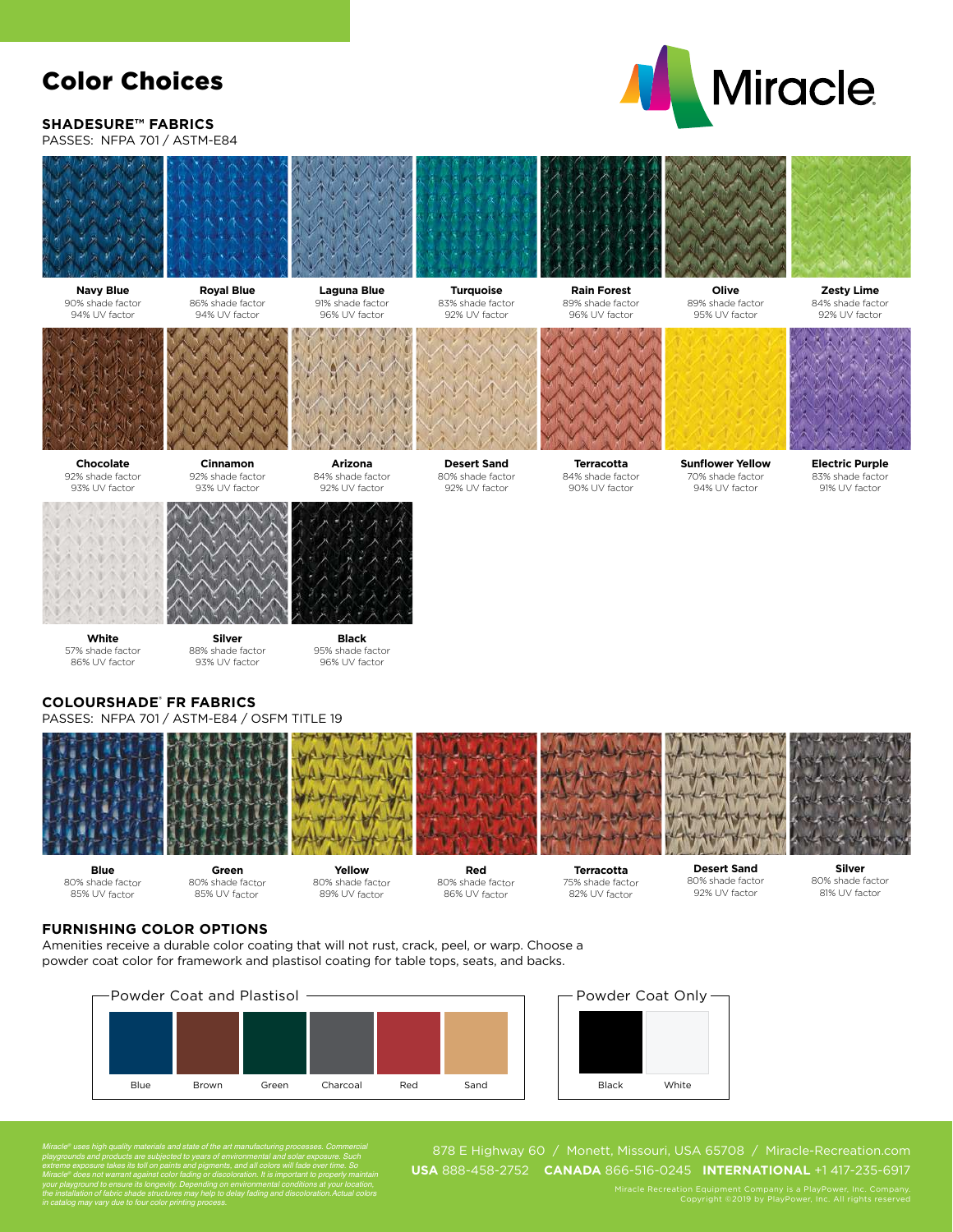# Color Choices

Miracle

## SHADESURE™ FABRICS

PASSES: NFPA 701 / ASTM-E84

**Navy Blue**
90% shade factor
94% UV factor

**Royal Blue**
86% shade factor
94% UV factor

**Laguna Blue**
91% shade factor
96% UV factor

**Turquoise**
83% shade factor
92% UV factor

**Rain Forest**
89% shade factor
96% UV factor

**Olive**
89% shade factor
95% UV factor

**Zesty Lime**
84% shade factor
92% UV factor

**Chocolate**
92% shade factor
93% UV factor

**Cinnamon**
92% shade factor
93% UV factor

**Arizona**
84% shade factor
92% UV factor

**Desert Sand**
80% shade factor
92% UV factor

**Terracotta**
84% shade factor
90% UV factor

**Sunflower Yellow**
70% shade factor
94% UV factor

**Electric Purple**
83% shade factor
91% UV factor

**White**
57% shade factor
86% UV factor

**Silver**
88% shade factor
93% UV factor

**Black**
95% shade factor
96% UV factor

## COLOURSHADE® FR FABRICS

PASSES: NFPA 701 / ASTM-E84 / OSFM TITLE 19

**Blue**
80% shade factor
85% UV factor

**Green**
80% shade factor
85% UV factor

**Yellow**
80% shade factor
89% UV factor

**Red**
80% shade factor
86% UV factor

**Terracotta**
75% shade factor
82% UV factor

**Desert Sand**
80% shade factor
92% UV factor

**Silver**
80% shade factor
81% UV factor

## FURNISHING COLOR OPTIONS

Amenities receive a durable color coating that will not rust, crack, peel, or warp. Choose a powder coat color for framework and plastisol coating for table tops, seats, and backs.

**Powder Coat and Plastisol**

Blue, Brown, Green, Charcoal, Red, Sand

**Powder Coat Only**

Black, White

*Miracle® uses high quality materials and state of the art manufacturing processes. Commercial playgrounds and products are subjected to years of environmental and solar exposure. Such extreme exposure takes its toll on paints and pigments, and all colors will fade over time. So Miracle® does not warrant against color fading or discoloration. It is important to properly maintain your playground to ensure its longevity. Depending on environmental conditions at your location, the installation of fabric shade structures may help to delay fading and discoloration. Actual colors in catalog may vary due to four color printing process.*

878 E Highway 60 / Monett, Missouri, USA 65708 / Miracle-Recreation.com

**USA** 888-458-2752 **CANADA** 866-516-0245 **INTERNATIONAL** +1 417-235-6917

Miracle Recreation Equipment Company is a PlayPower, Inc. Company.
Copyright ©2019 by PlayPower, Inc. All rights reserved